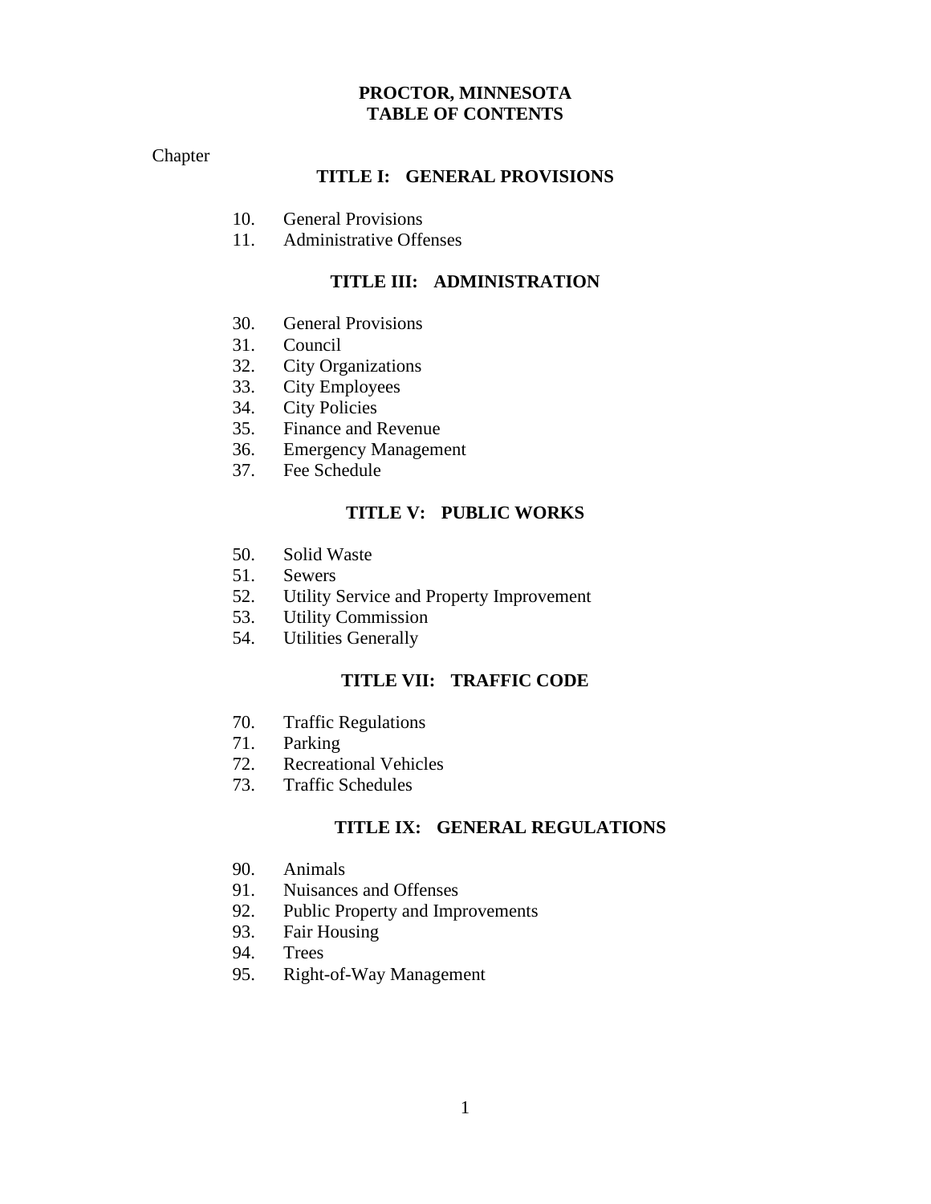# PROCTOR, MINNESOTA
# TABLE OF CONTENTS

Chapter

## TITLE I: GENERAL PROVISIONS

10. General Provisions
11. Administrative Offenses

## TITLE III: ADMINISTRATION

30. General Provisions
31. Council
32. City Organizations
33. City Employees
34. City Policies
35. Finance and Revenue
36. Emergency Management
37. Fee Schedule

## TITLE V: PUBLIC WORKS

50. Solid Waste
51. Sewers
52. Utility Service and Property Improvement
53. Utility Commission
54. Utilities Generally

## TITLE VII: TRAFFIC CODE

70. Traffic Regulations
71. Parking
72. Recreational Vehicles
73. Traffic Schedules

## TITLE IX: GENERAL REGULATIONS

90. Animals
91. Nuisances and Offenses
92. Public Property and Improvements
93. Fair Housing
94. Trees
95. Right-of-Way Management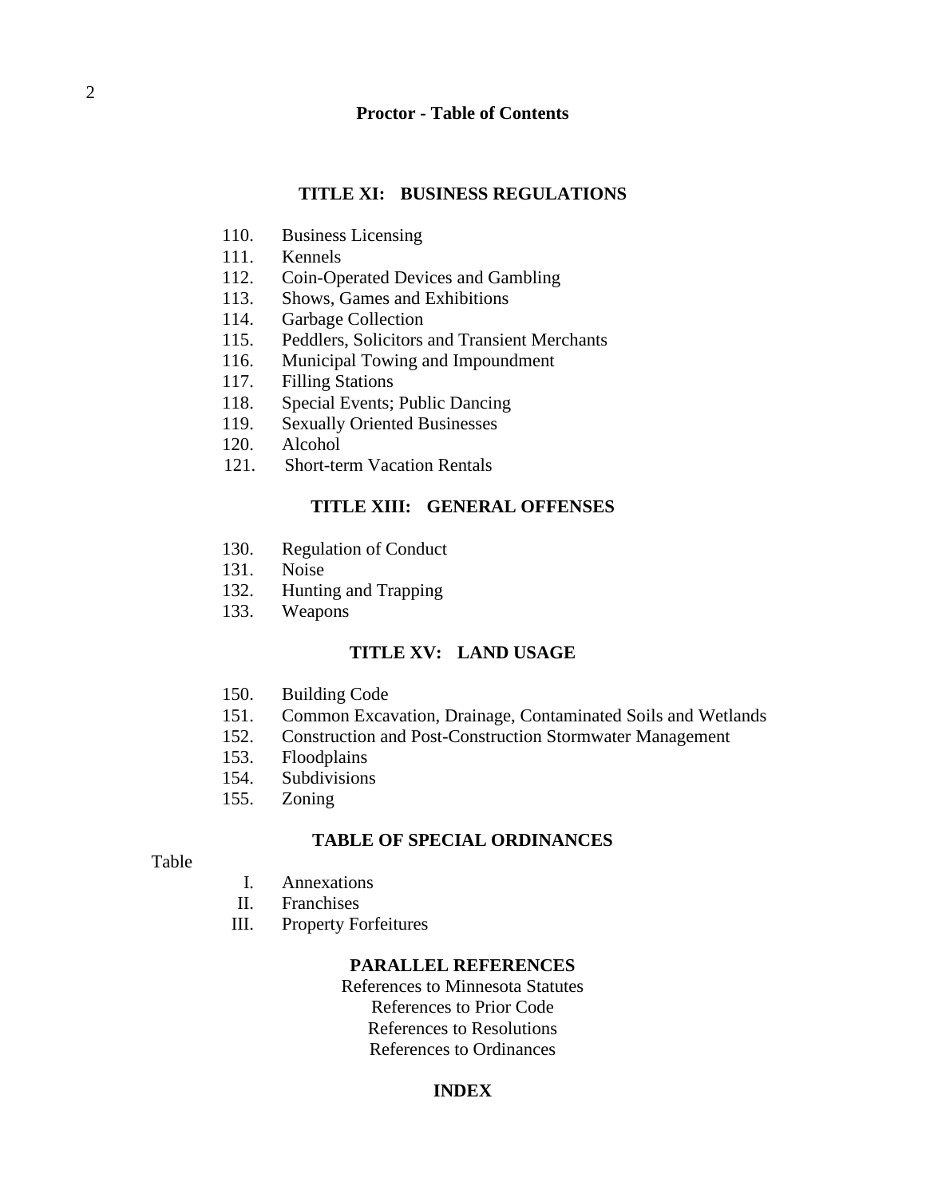**Proctor - Table of Contents**

## TITLE XI: BUSINESS REGULATIONS

110. Business Licensing
111. Kennels
112. Coin-Operated Devices and Gambling
113. Shows, Games and Exhibitions
114. Garbage Collection
115. Peddlers, Solicitors and Transient Merchants
116. Municipal Towing and Impoundment
117. Filling Stations
118. Special Events; Public Dancing
119. Sexually Oriented Businesses
120. Alcohol
121. Short-term Vacation Rentals

## TITLE XIII: GENERAL OFFENSES

130. Regulation of Conduct
131. Noise
132. Hunting and Trapping
133. Weapons

## TITLE XV: LAND USAGE

150. Building Code
151. Common Excavation, Drainage, Contaminated Soils and Wetlands
152. Construction and Post-Construction Stormwater Management
153. Floodplains
154. Subdivisions
155. Zoning

## TABLE OF SPECIAL ORDINANCES

Table

I. Annexations
II. Franchises
III. Property Forfeitures

## PARALLEL REFERENCES

References to Minnesota Statutes
References to Prior Code
References to Resolutions
References to Ordinances

## INDEX